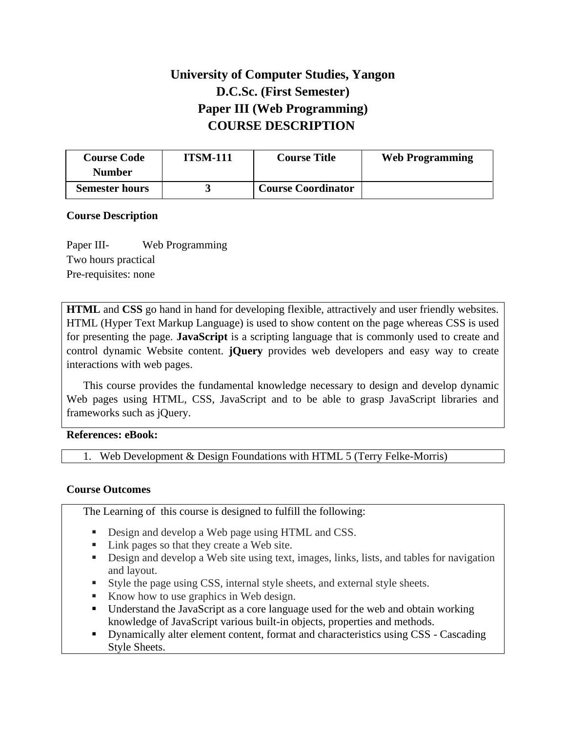# University of Computer Studies, Yangon
# D.C.Sc. (First Semester)
# Paper III (Web Programming)
# COURSE DESCRIPTION

| Course Code Number | ITSM-111 | Course Title | Web Programming |
|---|---|---|---|
| Semester hours | 3 | Course Coordinator | |

**Course Description**

Paper III- Web Programming
Two hours practical
Pre-requisites: none

**HTML** and **CSS** go hand in hand for developing flexible, attractively and user friendly websites. HTML (Hyper Text Markup Language) is used to show content on the page whereas CSS is used for presenting the page. **JavaScript** is a scripting language that is commonly used to create and control dynamic Website content. **jQuery** provides web developers and easy way to create interactions with web pages.

This course provides the fundamental knowledge necessary to design and develop dynamic Web pages using HTML, CSS, JavaScript and to be able to grasp JavaScript libraries and frameworks such as jQuery.

**References: eBook:**

1. Web Development & Design Foundations with HTML 5 (Terry Felke-Morris)

**Course Outcomes**

The Learning of this course is designed to fulfill the following:

- Design and develop a Web page using HTML and CSS.
- Link pages so that they create a Web site.
- Design and develop a Web site using text, images, links, lists, and tables for navigation and layout.
- Style the page using CSS, internal style sheets, and external style sheets.
- Know how to use graphics in Web design.
- Understand the JavaScript as a core language used for the web and obtain working knowledge of JavaScript various built-in objects, properties and methods.
- Dynamically alter element content, format and characteristics using CSS - Cascading Style Sheets.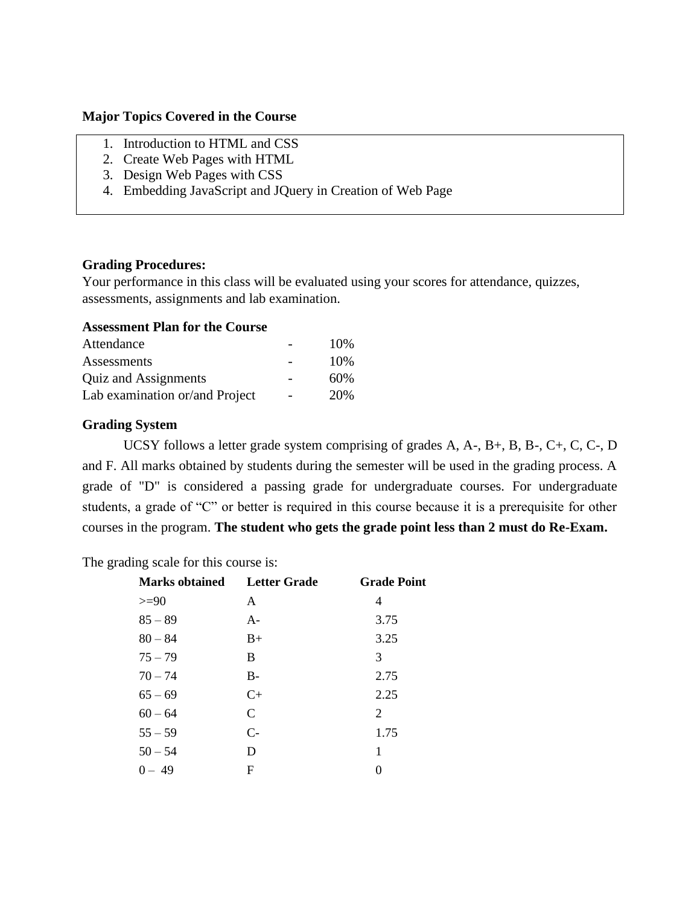**Major Topics Covered in the Course**

1. Introduction to HTML and CSS
2. Create Web Pages with HTML
3. Design Web Pages with CSS
4. Embedding JavaScript and JQuery in Creation of Web Page

**Grading Procedures:**

Your performance in this class will be evaluated using your scores for attendance, quizzes, assessments, assignments and lab examination.

**Assessment Plan for the Course**

| | | |
|---|---|---|
| Attendance | - | 10% |
| Assessments | - | 10% |
| Quiz and Assignments | - | 60% |
| Lab examination or/and Project | - | 20% |

**Grading System**

UCSY follows a letter grade system comprising of grades A, A-, B+, B, B-, C+, C, C-, D and F. All marks obtained by students during the semester will be used in the grading process. A grade of "D" is considered a passing grade for undergraduate courses. For undergraduate students, a grade of "C" or better is required in this course because it is a prerequisite for other courses in the program. **The student who gets the grade point less than 2 must do Re-Exam.**

The grading scale for this course is:

| Marks obtained | Letter Grade | Grade Point |
|---|---|---|
| >=90 | A | 4 |
| 85 – 89 | A- | 3.75 |
| 80 – 84 | B+ | 3.25 |
| 75 – 79 | B | 3 |
| 70 – 74 | B- | 2.75 |
| 65 – 69 | C+ | 2.25 |
| 60 – 64 | C | 2 |
| 55 – 59 | C- | 1.75 |
| 50 – 54 | D | 1 |
| 0 – 49 | F | 0 |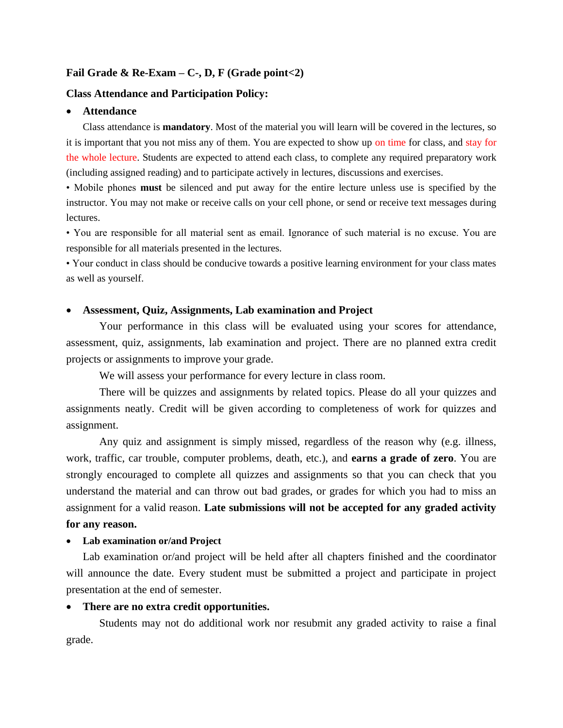**Fail Grade & Re-Exam – C-, D, F (Grade point<2)**

**Class Attendance and Participation Policy:**

- **Attendance**

Class attendance is **mandatory**. Most of the material you will learn will be covered in the lectures, so it is important that you not miss any of them. You are expected to show up on time for class, and stay for the whole lecture. Students are expected to attend each class, to complete any required preparatory work (including assigned reading) and to participate actively in lectures, discussions and exercises.

• Mobile phones **must** be silenced and put away for the entire lecture unless use is specified by the instructor. You may not make or receive calls on your cell phone, or send or receive text messages during lectures.

• You are responsible for all material sent as email. Ignorance of such material is no excuse. You are responsible for all materials presented in the lectures.

• Your conduct in class should be conducive towards a positive learning environment for your class mates as well as yourself.

- **Assessment, Quiz, Assignments, Lab examination and Project**

Your performance in this class will be evaluated using your scores for attendance, assessment, quiz, assignments, lab examination and project. There are no planned extra credit projects or assignments to improve your grade.

We will assess your performance for every lecture in class room.

There will be quizzes and assignments by related topics. Please do all your quizzes and assignments neatly. Credit will be given according to completeness of work for quizzes and assignment.

Any quiz and assignment is simply missed, regardless of the reason why (e.g. illness, work, traffic, car trouble, computer problems, death, etc.), and **earns a grade of zero**. You are strongly encouraged to complete all quizzes and assignments so that you can check that you understand the material and can throw out bad grades, or grades for which you had to miss an assignment for a valid reason. **Late submissions will not be accepted for any graded activity for any reason.**

- **Lab examination or/and Project**

Lab examination or/and project will be held after all chapters finished and the coordinator will announce the date. Every student must be submitted a project and participate in project presentation at the end of semester.

- **There are no extra credit opportunities.**

Students may not do additional work nor resubmit any graded activity to raise a final grade.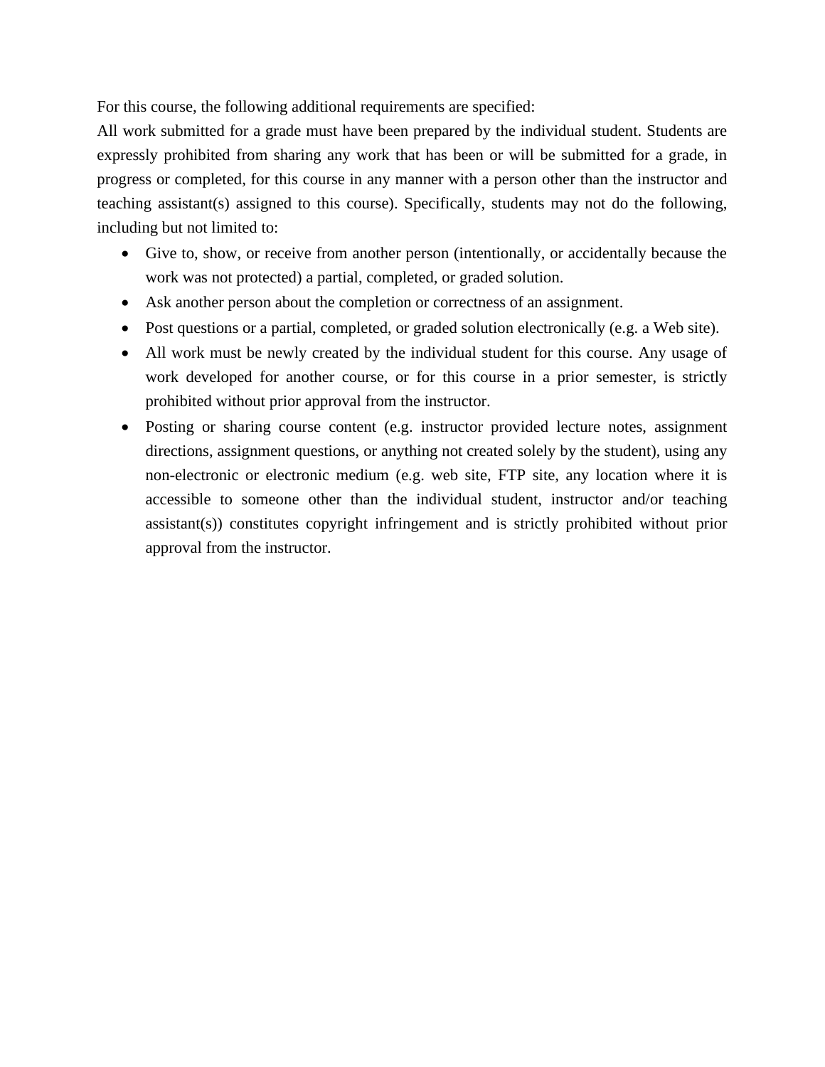For this course, the following additional requirements are specified:

All work submitted for a grade must have been prepared by the individual student. Students are expressly prohibited from sharing any work that has been or will be submitted for a grade, in progress or completed, for this course in any manner with a person other than the instructor and teaching assistant(s) assigned to this course). Specifically, students may not do the following, including but not limited to:

- Give to, show, or receive from another person (intentionally, or accidentally because the work was not protected) a partial, completed, or graded solution.
- Ask another person about the completion or correctness of an assignment.
- Post questions or a partial, completed, or graded solution electronically (e.g. a Web site).
- All work must be newly created by the individual student for this course. Any usage of work developed for another course, or for this course in a prior semester, is strictly prohibited without prior approval from the instructor.
- Posting or sharing course content (e.g. instructor provided lecture notes, assignment directions, assignment questions, or anything not created solely by the student), using any non-electronic or electronic medium (e.g. web site, FTP site, any location where it is accessible to someone other than the individual student, instructor and/or teaching assistant(s)) constitutes copyright infringement and is strictly prohibited without prior approval from the instructor.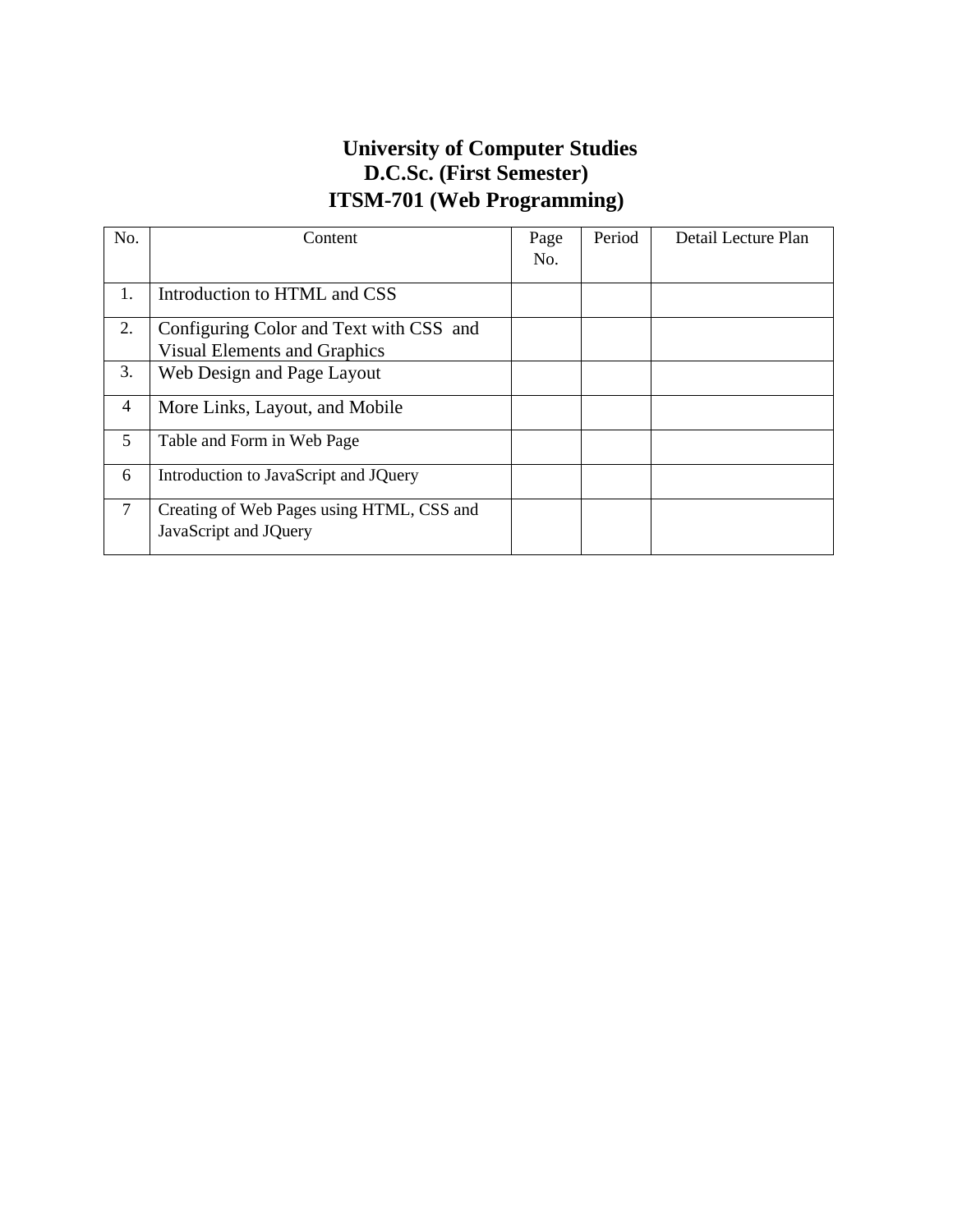**University of Computer Studies**
**D.C.Sc. (First Semester)**
**ITSM-701 (Web Programming)**

| No. | Content | Page No. | Period | Detail Lecture Plan |
|---|---|---|---|---|
| 1. | Introduction to HTML and CSS | | | |
| 2. | Configuring Color and Text with CSS and Visual Elements and Graphics | | | |
| 3. | Web Design and Page Layout | | | |
| 4 | More Links, Layout, and Mobile | | | |
| 5 | Table and Form in Web Page | | | |
| 6 | Introduction to JavaScript and JQuery | | | |
| 7 | Creating of Web Pages using HTML, CSS and JavaScript and JQuery | | | |